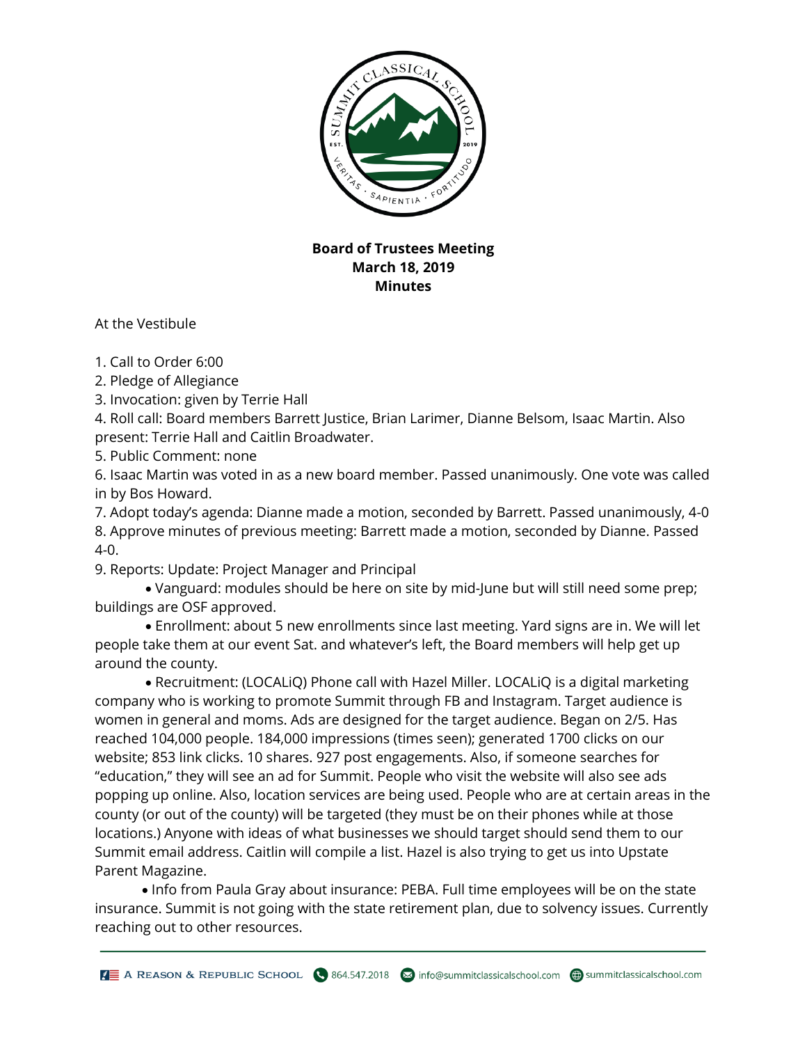**Board of Trustees Meeting**
**March 18, 2019**
**Minutes**

At the Vestibule

1. Call to Order 6:00
2. Pledge of Allegiance
3. Invocation: given by Terrie Hall
4. Roll call: Board members Barrett Justice, Brian Larimer, Dianne Belsom, Isaac Martin. Also present: Terrie Hall and Caitlin Broadwater.
5. Public Comment: none
6. Isaac Martin was voted in as a new board member. Passed unanimously. One vote was called in by Bos Howard.
7. Adopt today's agenda: Dianne made a motion, seconded by Barrett. Passed unanimously, 4-0
8. Approve minutes of previous meeting: Barrett made a motion, seconded by Dianne. Passed 4-0.
9. Reports: Update: Project Manager and Principal
   - Vanguard: modules should be here on site by mid-June but will still need some prep; buildings are OSF approved.
   - Enrollment: about 5 new enrollments since last meeting. Yard signs are in. We will let people take them at our event Sat. and whatever's left, the Board members will help get up around the county.
   - Recruitment: (LOCALiQ) Phone call with Hazel Miller. LOCALiQ is a digital marketing company who is working to promote Summit through FB and Instagram. Target audience is women in general and moms. Ads are designed for the target audience. Began on 2/5. Has reached 104,000 people. 184,000 impressions (times seen); generated 1700 clicks on our website; 853 link clicks. 10 shares. 927 post engagements. Also, if someone searches for "education," they will see an ad for Summit. People who visit the website will also see ads popping up online. Also, location services are being used. People who are at certain areas in the county (or out of the county) will be targeted (they must be on their phones while at those locations.) Anyone with ideas of what businesses we should target should send them to our Summit email address. Caitlin will compile a list. Hazel is also trying to get us into Upstate Parent Magazine.
   - Info from Paula Gray about insurance: PEBA. Full time employees will be on the state insurance. Summit is not going with the state retirement plan, due to solvency issues. Currently reaching out to other resources.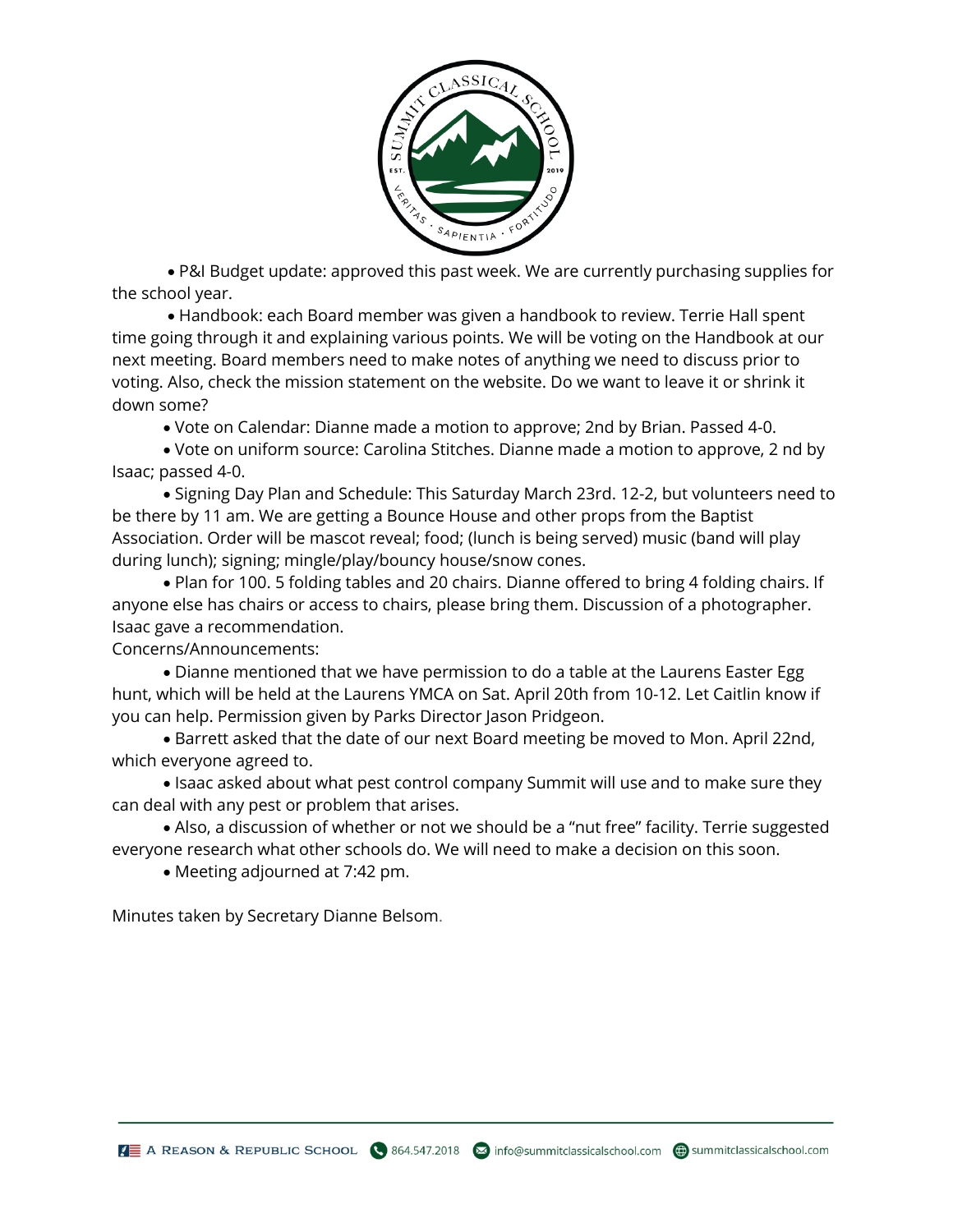- P&I Budget update: approved this past week. We are currently purchasing supplies for the school year.
- Handbook: each Board member was given a handbook to review. Terrie Hall spent time going through it and explaining various points. We will be voting on the Handbook at our next meeting. Board members need to make notes of anything we need to discuss prior to voting. Also, check the mission statement on the website. Do we want to leave it or shrink it down some?
- Vote on Calendar: Dianne made a motion to approve; 2nd by Brian. Passed 4-0.
- Vote on uniform source: Carolina Stitches. Dianne made a motion to approve, 2 nd by Isaac; passed 4-0.
- Signing Day Plan and Schedule: This Saturday March 23rd. 12-2, but volunteers need to be there by 11 am. We are getting a Bounce House and other props from the Baptist Association. Order will be mascot reveal; food; (lunch is being served) music (band will play during lunch); signing; mingle/play/bouncy house/snow cones.
- Plan for 100. 5 folding tables and 20 chairs. Dianne offered to bring 4 folding chairs. If anyone else has chairs or access to chairs, please bring them. Discussion of a photographer. Isaac gave a recommendation.

Concerns/Announcements:

- Dianne mentioned that we have permission to do a table at the Laurens Easter Egg hunt, which will be held at the Laurens YMCA on Sat. April 20th from 10-12. Let Caitlin know if you can help. Permission given by Parks Director Jason Pridgeon.
- Barrett asked that the date of our next Board meeting be moved to Mon. April 22nd, which everyone agreed to.
- Isaac asked about what pest control company Summit will use and to make sure they can deal with any pest or problem that arises.
- Also, a discussion of whether or not we should be a "nut free" facility. Terrie suggested everyone research what other schools do. We will need to make a decision on this soon.
- Meeting adjourned at 7:42 pm.

Minutes taken by Secretary Dianne Belsom.